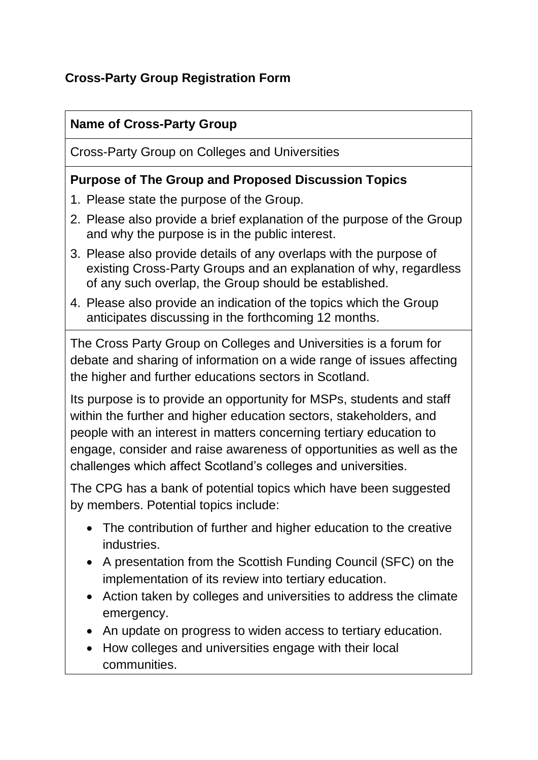# Cross-Party Group Registration Form

## Name of Cross-Party Group

Cross-Party Group on Colleges and Universities

## Purpose of The Group and Proposed Discussion Topics

1. Please state the purpose of the Group.
2. Please also provide a brief explanation of the purpose of the Group and why the purpose is in the public interest.
3. Please also provide details of any overlaps with the purpose of existing Cross-Party Groups and an explanation of why, regardless of any such overlap, the Group should be established.
4. Please also provide an indication of the topics which the Group anticipates discussing in the forthcoming 12 months.

The Cross Party Group on Colleges and Universities is a forum for debate and sharing of information on a wide range of issues affecting the higher and further educations sectors in Scotland.

Its purpose is to provide an opportunity for MSPs, students and staff within the further and higher education sectors, stakeholders, and people with an interest in matters concerning tertiary education to engage, consider and raise awareness of opportunities as well as the challenges which affect Scotland's colleges and universities.

The CPG has a bank of potential topics which have been suggested by members. Potential topics include:

- The contribution of further and higher education to the creative industries.
- A presentation from the Scottish Funding Council (SFC) on the implementation of its review into tertiary education.
- Action taken by colleges and universities to address the climate emergency.
- An update on progress to widen access to tertiary education.
- How colleges and universities engage with their local communities.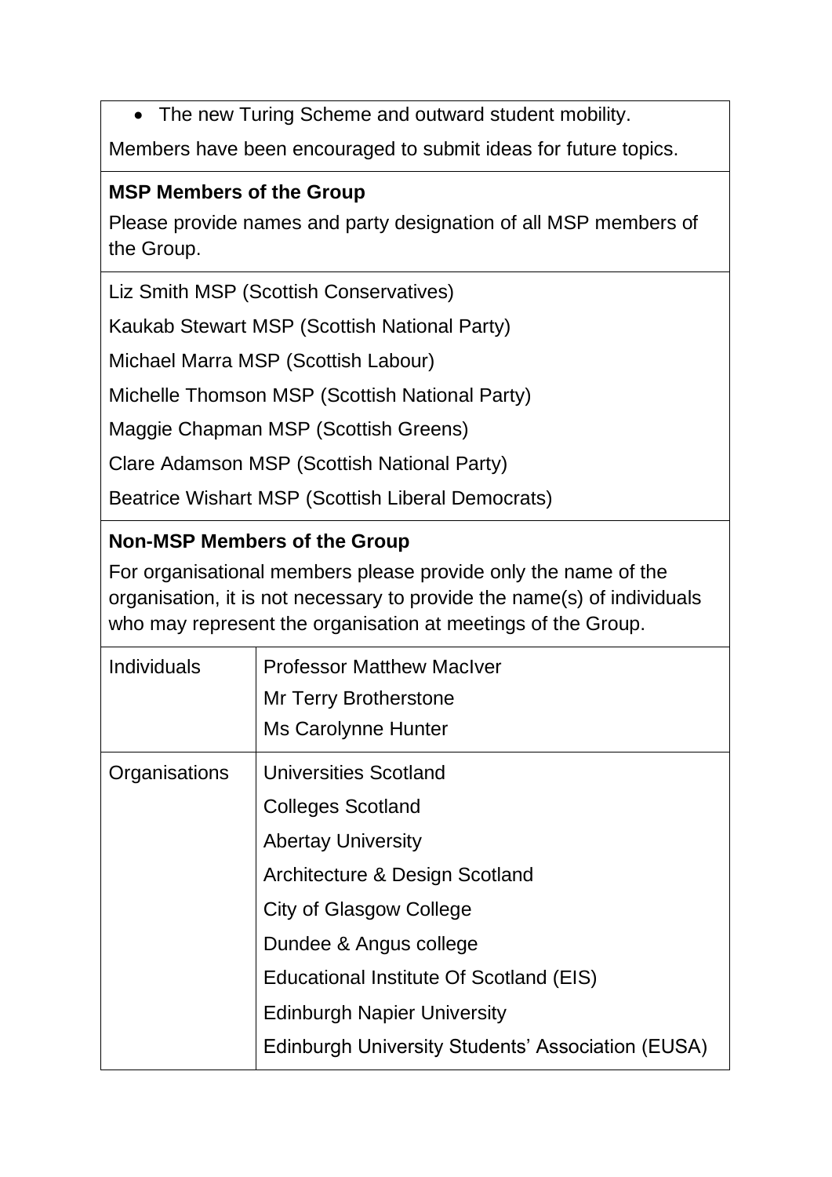- The new Turing Scheme and outward student mobility.

Members have been encouraged to submit ideas for future topics.

**MSP Members of the Group**

Please provide names and party designation of all MSP members of the Group.

Liz Smith MSP (Scottish Conservatives)

Kaukab Stewart MSP (Scottish National Party)

Michael Marra MSP (Scottish Labour)

Michelle Thomson MSP (Scottish National Party)

Maggie Chapman MSP (Scottish Greens)

Clare Adamson MSP (Scottish National Party)

Beatrice Wishart MSP (Scottish Liberal Democrats)

**Non-MSP Members of the Group**

For organisational members please provide only the name of the organisation, it is not necessary to provide the name(s) of individuals who may represent the organisation at meetings of the Group.

| | |
|---|---|
| Individuals | Professor Matthew MacIver<br>Mr Terry Brotherstone<br>Ms Carolynne Hunter |
| Organisations | Universities Scotland<br>Colleges Scotland<br>Abertay University<br>Architecture & Design Scotland<br>City of Glasgow College<br>Dundee & Angus college<br>Educational Institute Of Scotland (EIS)<br>Edinburgh Napier University<br>Edinburgh University Students' Association (EUSA) |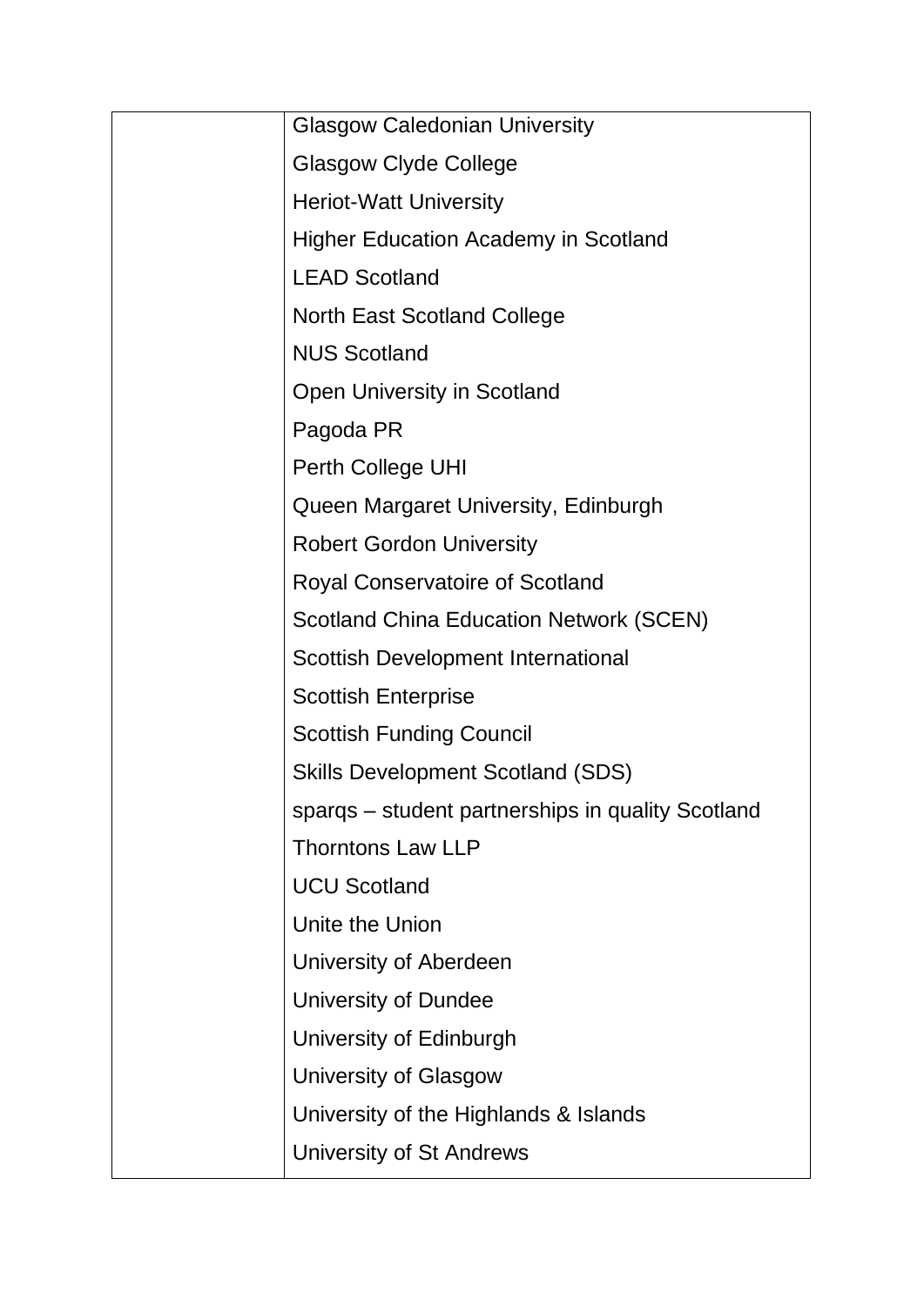| | |
|---|---|
| | Glasgow Caledonian University<br>Glasgow Clyde College<br>Heriot-Watt University<br>Higher Education Academy in Scotland<br>LEAD Scotland<br>North East Scotland College<br>NUS Scotland<br>Open University in Scotland<br>Pagoda PR<br>Perth College UHI<br>Queen Margaret University, Edinburgh<br>Robert Gordon University<br>Royal Conservatoire of Scotland<br>Scotland China Education Network (SCEN)<br>Scottish Development International<br>Scottish Enterprise<br>Scottish Funding Council<br>Skills Development Scotland (SDS)<br>sparqs – student partnerships in quality Scotland<br>Thorntons Law LLP<br>UCU Scotland<br>Unite the Union<br>University of Aberdeen<br>University of Dundee<br>University of Edinburgh<br>University of Glasgow<br>University of the Highlands & Islands<br>University of St Andrews |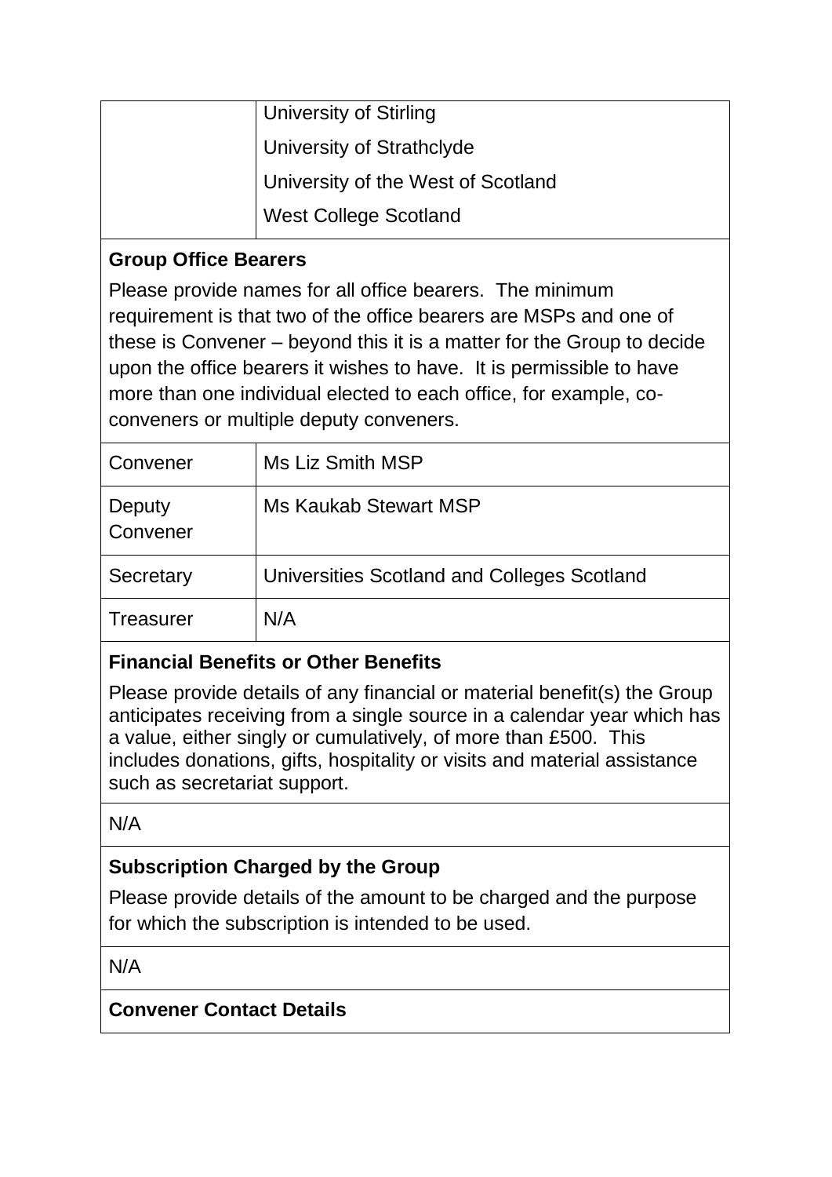| | |
|---|---|
| | University of Stirling<br>University of Strathclyde<br>University of the West of Scotland<br>West College Scotland |

**Group Office Bearers**

Please provide names for all office bearers. The minimum requirement is that two of the office bearers are MSPs and one of these is Convener – beyond this it is a matter for the Group to decide upon the office bearers it wishes to have. It is permissible to have more than one individual elected to each office, for example, co-conveners or multiple deputy conveners.

| | |
|---|---|
| Convener | Ms Liz Smith MSP |
| Deputy Convener | Ms Kaukab Stewart MSP |
| Secretary | Universities Scotland and Colleges Scotland |
| Treasurer | N/A |

**Financial Benefits or Other Benefits**

Please provide details of any financial or material benefit(s) the Group anticipates receiving from a single source in a calendar year which has a value, either singly or cumulatively, of more than £500. This includes donations, gifts, hospitality or visits and material assistance such as secretariat support.

N/A

**Subscription Charged by the Group**

Please provide details of the amount to be charged and the purpose for which the subscription is intended to be used.

N/A

**Convener Contact Details**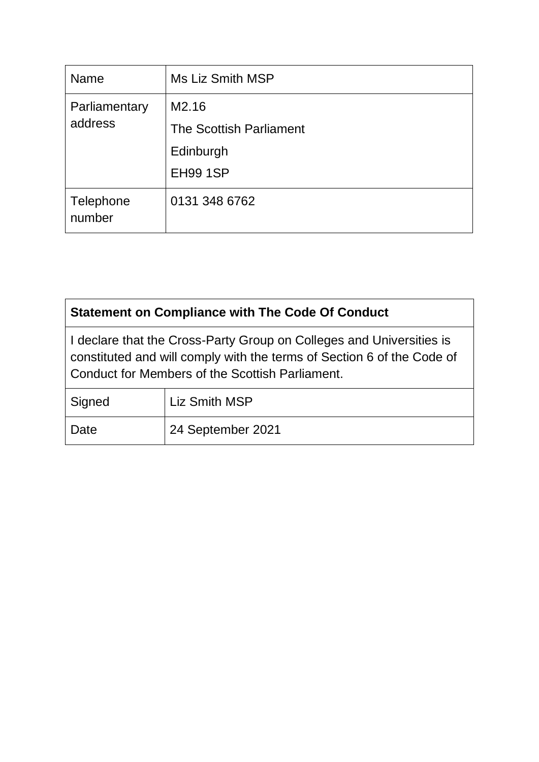| | |
|---|---|
| Name | Ms Liz Smith MSP |
| Parliamentary address | M2.16<br>The Scottish Parliament<br>Edinburgh<br>EH99 1SP |
| Telephone number | 0131 348 6762 |

| **Statement on Compliance with The Code Of Conduct** | |
|---|---|
| I declare that the Cross-Party Group on Colleges and Universities is constituted and will comply with the terms of Section 6 of the Code of Conduct for Members of the Scottish Parliament. | |
| Signed | Liz Smith MSP |
| Date | 24 September 2021 |